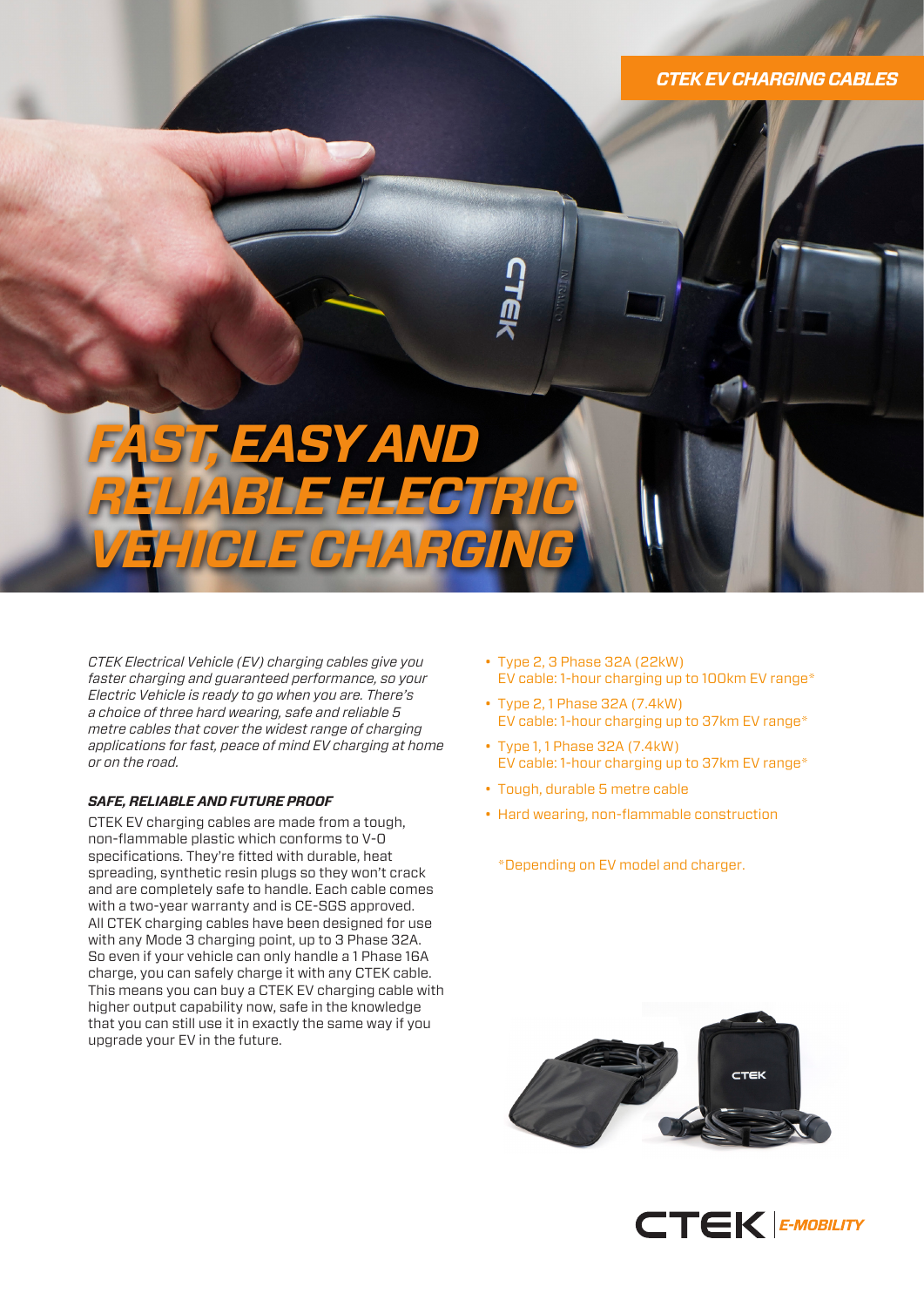CTEK EV CHARGING CABLES

# FAST, EASY AND RELIABLE ELECTRIC VEHICLE CHARGING

*CTEK Electrical Vehicle (EV) charging cables give you faster charging and guaranteed performance, so your Electric Vehicle is ready to go when you are. There's a choice of three hard wearing, safe and reliable 5 metre cables that cover the widest range of charging applications for fast, peace of mind EV charging at home or on the road.*

### SAFE, RELIABLE AND FUTURE PROOF

CTEK EV charging cables are made from a tough, non-flammable plastic which conforms to V-0 specifications. They're fitted with durable, heat spreading, synthetic resin plugs so they won't crack and are completely safe to handle. Each cable comes with a two-year warranty and is CE-SGS approved. All CTEK charging cables have been designed for use with any Mode 3 charging point, up to 3 Phase 32A. So even if your vehicle can only handle a 1 Phase 16A charge, you can safely charge it with any CTEK cable. This means you can buy a CTEK EV charging cable with higher output capability now, safe in the knowledge that you can still use it in exactly the same way if you upgrade your EV in the future.

- Type 2, 3 Phase 32A (22kW) EV cable: 1-hour charging up to 100km EV range*
- Type 2, 1 Phase 32A (7.4kW) EV cable: 1-hour charging up to 37km EV range*
- Type 1, 1 Phase 32A (7.4kW) EV cable: 1-hour charging up to 37km EV range*
- Tough, durable 5 metre cable
- Hard wearing, non-flammable construction

*Depending on EV model and charger.

CTEK E-MOBILITY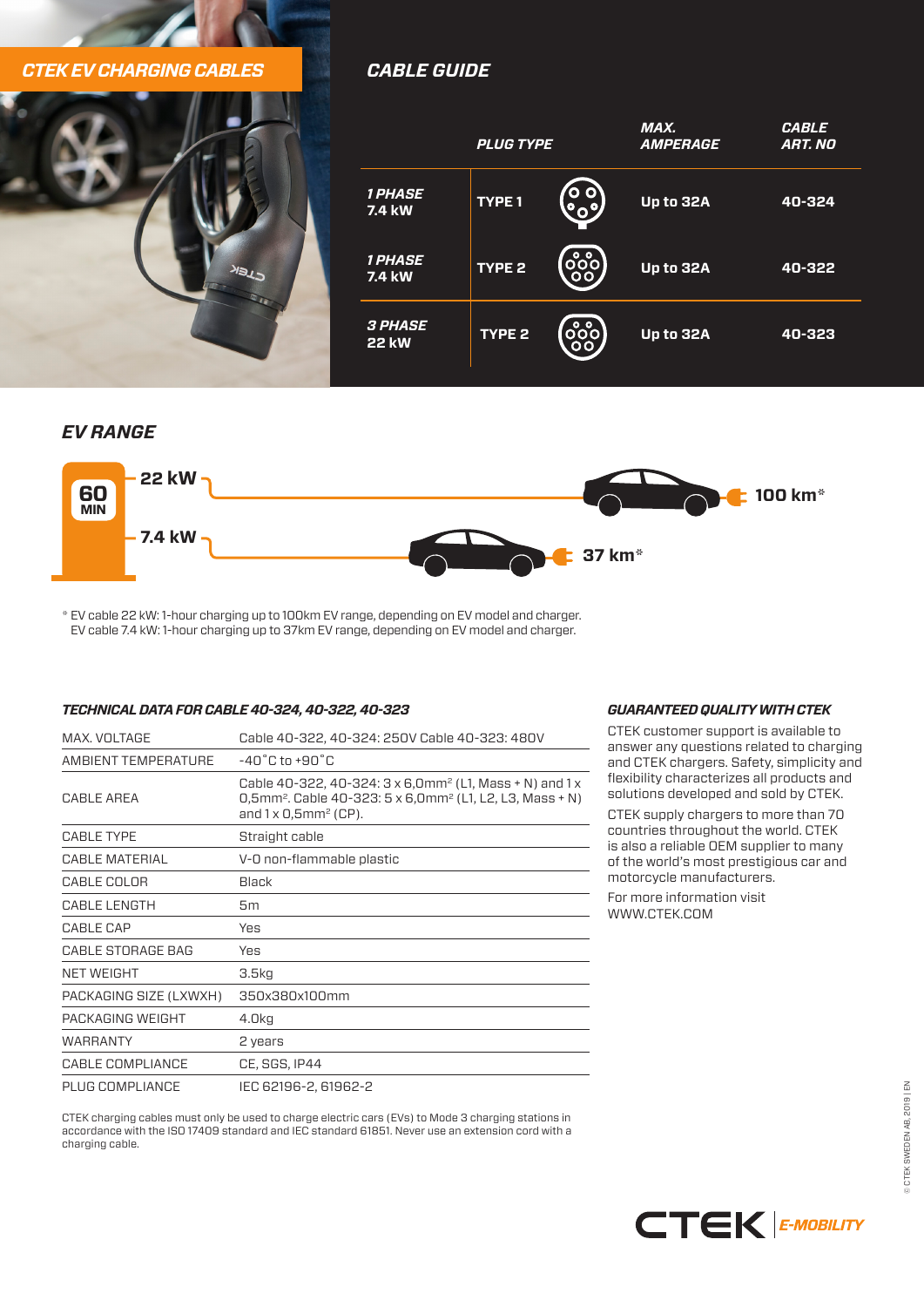## CTEK EV CHARGING CABLES

## CABLE GUIDE

| | PLUG TYPE | MAX. AMPERAGE | CABLE ART. NO |
|---|---|---|---|
| **1 PHASE 7.4 kW** | TYPE 1 | Up to 32A | 40-324 |
| **1 PHASE 7.4 kW** | TYPE 2 | Up to 32A | 40-322 |
| **3 PHASE 22 kW** | TYPE 2 | Up to 32A | 40-323 |

## EV RANGE

60 MIN

22 kW

100 km*

7.4 kW

37 km*

* EV cable 22 kW: 1-hour charging up to 100km EV range, depending on EV model and charger.
EV cable 7.4 kW: 1-hour charging up to 37km EV range, depending on EV model and charger.

### TECHNICAL DATA FOR CABLE 40-324, 40-322, 40-323

| | |
|---|---|
| MAX. VOLTAGE | Cable 40-322, 40-324: 250V Cable 40-323: 480V |
| AMBIENT TEMPERATURE | -40˚C to +90˚C |
| CABLE AREA | Cable 40-322, 40-324: 3 x 6,0mm² (L1, Mass + N) and 1 x 0,5mm². Cable 40-323: 5 x 6,0mm² (L1, L2, L3, Mass + N) and 1 x 0,5mm² (CP). |
| CABLE TYPE | Straight cable |
| CABLE MATERIAL | V-0 non-flammable plastic |
| CABLE COLOR | Black |
| CABLE LENGTH | 5m |
| CABLE CAP | Yes |
| CABLE STORAGE BAG | Yes |
| NET WEIGHT | 3.5kg |
| PACKAGING SIZE (LXWXH) | 350x380x100mm |
| PACKAGING WEIGHT | 4.0kg |
| WARRANTY | 2 years |
| CABLE COMPLIANCE | CE, SGS, IP44 |
| PLUG COMPLIANCE | IEC 62196-2, 61962-2 |

CTEK charging cables must only be used to charge electric cars (EVs) to Mode 3 charging stations in accordance with the ISO 17409 standard and IEC standard 61851. Never use an extension cord with a charging cable.

### GUARANTEED QUALITY WITH CTEK

CTEK customer support is available to answer any questions related to charging and CTEK chargers. Safety, simplicity and flexibility characterizes all products and solutions developed and sold by CTEK.

CTEK supply chargers to more than 70 countries throughout the world. CTEK is also a reliable OEM supplier to many of the world's most prestigious car and motorcycle manufacturers.

For more information visit WWW.CTEK.COM

© CTEK SWEDEN AB, 2019 | EN

CTEK E-MOBILITY